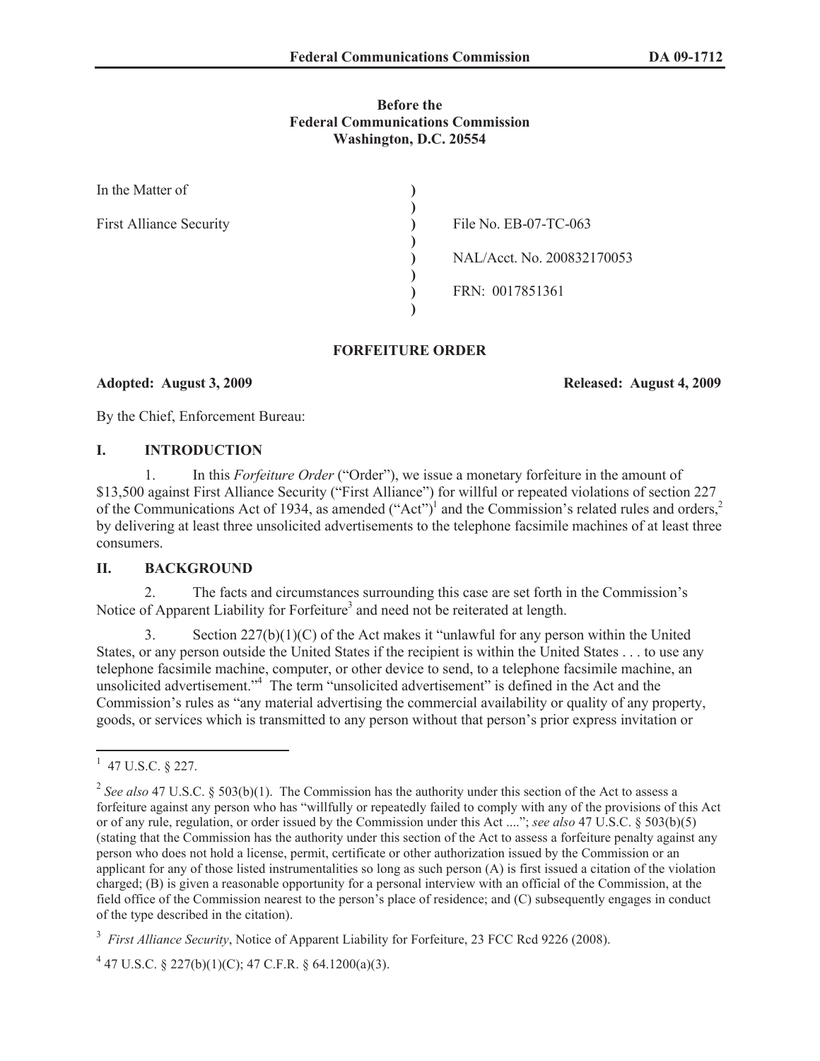**Before the**
**Federal Communications Commission**
**Washington, D.C. 20554**

| | | |
|---|---|---|
| In the Matter of | ) | |
| | ) | |
| First Alliance Security | ) | File No. EB-07-TC-063 |
| | ) | |
| | ) | NAL/Acct. No. 200832170053 |
| | ) | |
| | ) | FRN: 0017851361 |
| | ) | |

**FORFEITURE ORDER**

**Adopted: August 3, 2009** **Released: August 4, 2009**

By the Chief, Enforcement Bureau:

## I. INTRODUCTION

1. In this *Forfeiture Order* ("Order"), we issue a monetary forfeiture in the amount of $13,500 against First Alliance Security ("First Alliance") for willful or repeated violations of section 227 of the Communications Act of 1934, as amended ("Act")[1] and the Commission's related rules and orders,[2] by delivering at least three unsolicited advertisements to the telephone facsimile machines of at least three consumers.

## II. BACKGROUND

2. The facts and circumstances surrounding this case are set forth in the Commission's Notice of Apparent Liability for Forfeiture[3] and need not be reiterated at length.

3. Section 227(b)(1)(C) of the Act makes it "unlawful for any person within the United States, or any person outside the United States if the recipient is within the United States . . . to use any telephone facsimile machine, computer, or other device to send, to a telephone facsimile machine, an unsolicited advertisement."[4] The term "unsolicited advertisement" is defined in the Act and the Commission's rules as "any material advertising the commercial availability or quality of any property, goods, or services which is transmitted to any person without that person's prior express invitation or

---

[1] 47 U.S.C. § 227.

[2] *See also* 47 U.S.C. § 503(b)(1). The Commission has the authority under this section of the Act to assess a forfeiture against any person who has "willfully or repeatedly failed to comply with any of the provisions of this Act or of any rule, regulation, or order issued by the Commission under this Act ...."; *see also* 47 U.S.C. § 503(b)(5) (stating that the Commission has the authority under this section of the Act to assess a forfeiture penalty against any person who does not hold a license, permit, certificate or other authorization issued by the Commission or an applicant for any of those listed instrumentalities so long as such person (A) is first issued a citation of the violation charged; (B) is given a reasonable opportunity for a personal interview with an official of the Commission, at the field office of the Commission nearest to the person's place of residence; and (C) subsequently engages in conduct of the type described in the citation).

[3] *First Alliance Security*, Notice of Apparent Liability for Forfeiture, 23 FCC Rcd 9226 (2008).

[4] 47 U.S.C. § 227(b)(1)(C); 47 C.F.R. § 64.1200(a)(3).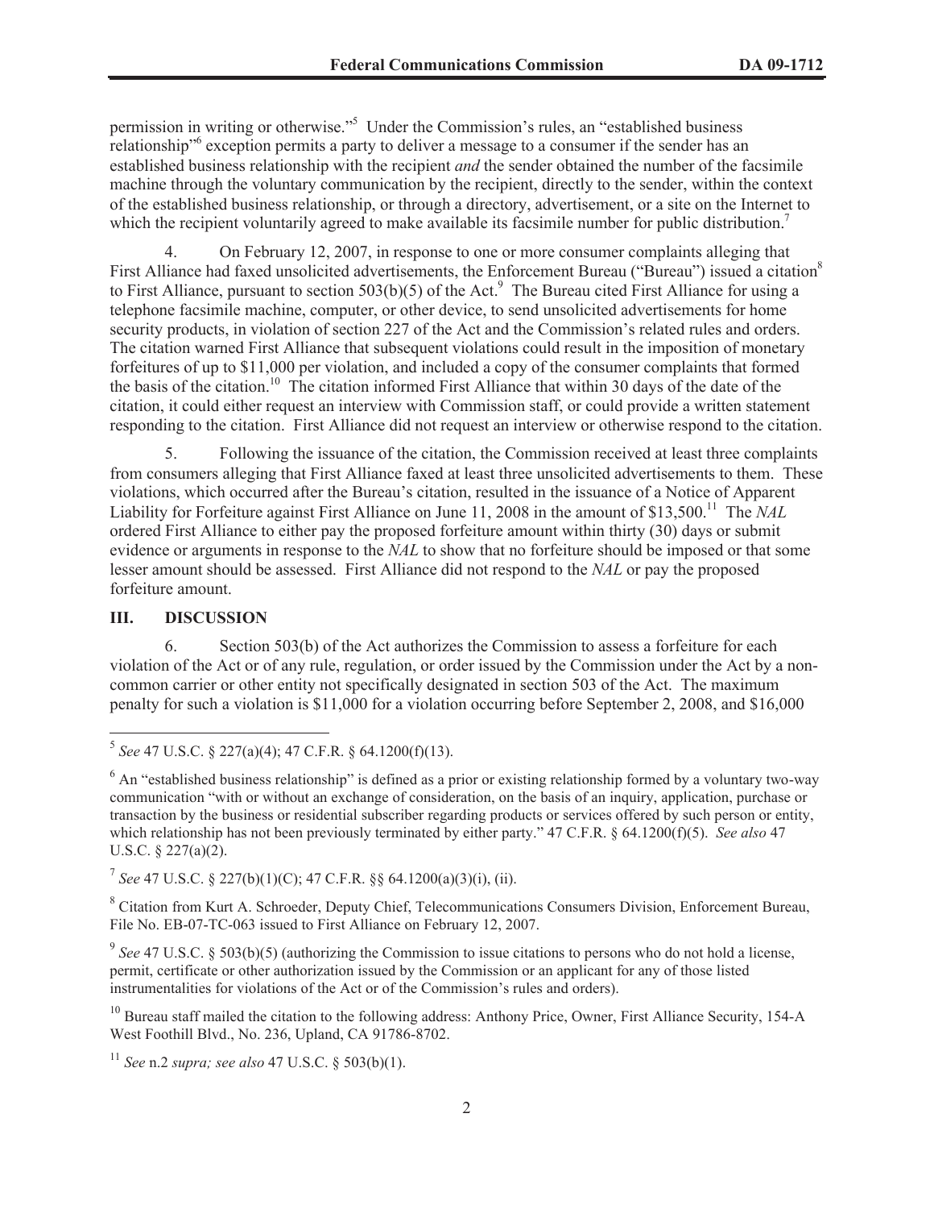permission in writing or otherwise."[5] Under the Commission's rules, an "established business relationship"[6] exception permits a party to deliver a message to a consumer if the sender has an established business relationship with the recipient *and* the sender obtained the number of the facsimile machine through the voluntary communication by the recipient, directly to the sender, within the context of the established business relationship, or through a directory, advertisement, or a site on the Internet to which the recipient voluntarily agreed to make available its facsimile number for public distribution.[7]

4. On February 12, 2007, in response to one or more consumer complaints alleging that First Alliance had faxed unsolicited advertisements, the Enforcement Bureau ("Bureau") issued a citation[8] to First Alliance, pursuant to section 503(b)(5) of the Act.[9] The Bureau cited First Alliance for using a telephone facsimile machine, computer, or other device, to send unsolicited advertisements for home security products, in violation of section 227 of the Act and the Commission's related rules and orders. The citation warned First Alliance that subsequent violations could result in the imposition of monetary forfeitures of up to $11,000 per violation, and included a copy of the consumer complaints that formed the basis of the citation.[10] The citation informed First Alliance that within 30 days of the date of the citation, it could either request an interview with Commission staff, or could provide a written statement responding to the citation. First Alliance did not request an interview or otherwise respond to the citation.

5. Following the issuance of the citation, the Commission received at least three complaints from consumers alleging that First Alliance faxed at least three unsolicited advertisements to them. These violations, which occurred after the Bureau's citation, resulted in the issuance of a Notice of Apparent Liability for Forfeiture against First Alliance on June 11, 2008 in the amount of $13,500.[11] The *NAL* ordered First Alliance to either pay the proposed forfeiture amount within thirty (30) days or submit evidence or arguments in response to the *NAL* to show that no forfeiture should be imposed or that some lesser amount should be assessed. First Alliance did not respond to the *NAL* or pay the proposed forfeiture amount.

## III. DISCUSSION

6. Section 503(b) of the Act authorizes the Commission to assess a forfeiture for each violation of the Act or of any rule, regulation, or order issued by the Commission under the Act by a non-common carrier or other entity not specifically designated in section 503 of the Act. The maximum penalty for such a violation is $11,000 for a violation occurring before September 2, 2008, and $16,000

---

[5] *See* 47 U.S.C. § 227(a)(4); 47 C.F.R. § 64.1200(f)(13).

[6] An "established business relationship" is defined as a prior or existing relationship formed by a voluntary two-way communication "with or without an exchange of consideration, on the basis of an inquiry, application, purchase or transaction by the business or residential subscriber regarding products or services offered by such person or entity, which relationship has not been previously terminated by either party." 47 C.F.R. § 64.1200(f)(5). *See also* 47 U.S.C. § 227(a)(2).

[7] *See* 47 U.S.C. § 227(b)(1)(C); 47 C.F.R. §§ 64.1200(a)(3)(i), (ii).

[8] Citation from Kurt A. Schroeder, Deputy Chief, Telecommunications Consumers Division, Enforcement Bureau, File No. EB-07-TC-063 issued to First Alliance on February 12, 2007.

[9] *See* 47 U.S.C. § 503(b)(5) (authorizing the Commission to issue citations to persons who do not hold a license, permit, certificate or other authorization issued by the Commission or an applicant for any of those listed instrumentalities for violations of the Act or of the Commission's rules and orders).

[10] Bureau staff mailed the citation to the following address: Anthony Price, Owner, First Alliance Security, 154-A West Foothill Blvd., No. 236, Upland, CA 91786-8702.

[11] *See* n.2 *supra; see also* 47 U.S.C. § 503(b)(1).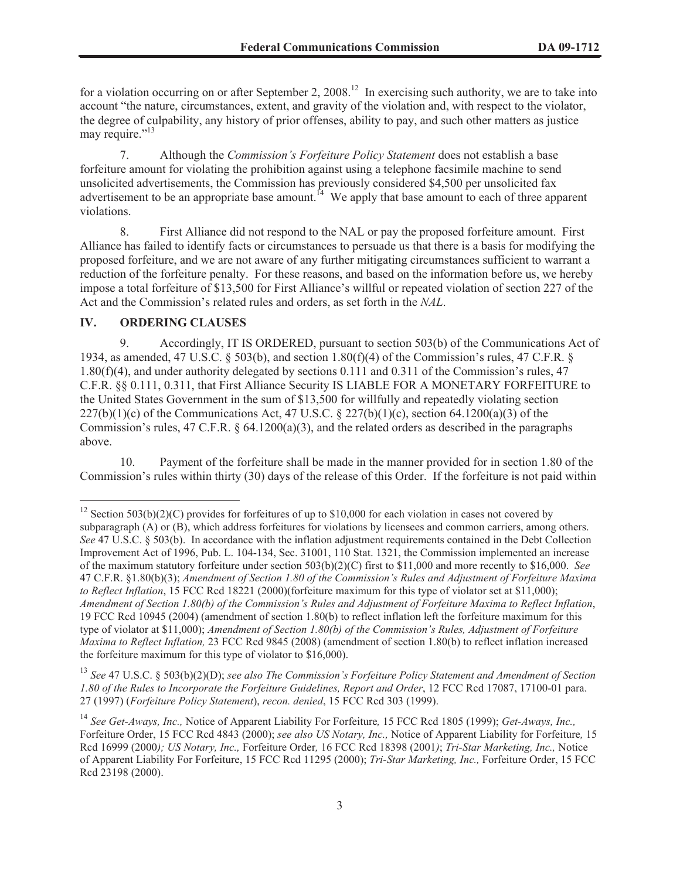for a violation occurring on or after September 2, 2008.[12] In exercising such authority, we are to take into account "the nature, circumstances, extent, and gravity of the violation and, with respect to the violator, the degree of culpability, any history of prior offenses, ability to pay, and such other matters as justice may require."[13]

7. Although the *Commission's Forfeiture Policy Statement* does not establish a base forfeiture amount for violating the prohibition against using a telephone facsimile machine to send unsolicited advertisements, the Commission has previously considered $4,500 per unsolicited fax advertisement to be an appropriate base amount.[14] We apply that base amount to each of three apparent violations.

8. First Alliance did not respond to the NAL or pay the proposed forfeiture amount. First Alliance has failed to identify facts or circumstances to persuade us that there is a basis for modifying the proposed forfeiture, and we are not aware of any further mitigating circumstances sufficient to warrant a reduction of the forfeiture penalty. For these reasons, and based on the information before us, we hereby impose a total forfeiture of $13,500 for First Alliance's willful or repeated violation of section 227 of the Act and the Commission's related rules and orders, as set forth in the *NAL*.

## IV. ORDERING CLAUSES

9. Accordingly, IT IS ORDERED, pursuant to section 503(b) of the Communications Act of 1934, as amended, 47 U.S.C. § 503(b), and section 1.80(f)(4) of the Commission's rules, 47 C.F.R. § 1.80(f)(4), and under authority delegated by sections 0.111 and 0.311 of the Commission's rules, 47 C.F.R. §§ 0.111, 0.311, that First Alliance Security IS LIABLE FOR A MONETARY FORFEITURE to the United States Government in the sum of $13,500 for willfully and repeatedly violating section 227(b)(1)(c) of the Communications Act, 47 U.S.C. § 227(b)(1)(c), section 64.1200(a)(3) of the Commission's rules, 47 C.F.R. § 64.1200(a)(3), and the related orders as described in the paragraphs above.

10. Payment of the forfeiture shall be made in the manner provided for in section 1.80 of the Commission's rules within thirty (30) days of the release of this Order. If the forfeiture is not paid within

---

[12] Section 503(b)(2)(C) provides for forfeitures of up to $10,000 for each violation in cases not covered by subparagraph (A) or (B), which address forfeitures for violations by licensees and common carriers, among others. *See* 47 U.S.C. § 503(b). In accordance with the inflation adjustment requirements contained in the Debt Collection Improvement Act of 1996, Pub. L. 104-134, Sec. 31001, 110 Stat. 1321, the Commission implemented an increase of the maximum statutory forfeiture under section 503(b)(2)(C) first to $11,000 and more recently to $16,000. *See* 47 C.F.R. §1.80(b)(3); *Amendment of Section 1.80 of the Commission's Rules and Adjustment of Forfeiture Maxima to Reflect Inflation*, 15 FCC Rcd 18221 (2000)(forfeiture maximum for this type of violator set at $11,000); *Amendment of Section 1.80(b) of the Commission's Rules and Adjustment of Forfeiture Maxima to Reflect Inflation*, 19 FCC Rcd 10945 (2004) (amendment of section 1.80(b) to reflect inflation left the forfeiture maximum for this type of violator at $11,000); *Amendment of Section 1.80(b) of the Commission's Rules, Adjustment of Forfeiture Maxima to Reflect Inflation,* 23 FCC Rcd 9845 (2008) (amendment of section 1.80(b) to reflect inflation increased the forfeiture maximum for this type of violator to $16,000).

[13] *See* 47 U.S.C. § 503(b)(2)(D); *see also The Commission's Forfeiture Policy Statement and Amendment of Section 1.80 of the Rules to Incorporate the Forfeiture Guidelines, Report and Order*, 12 FCC Rcd 17087, 17100-01 para. 27 (1997) (*Forfeiture Policy Statement*), *recon. denied*, 15 FCC Rcd 303 (1999).

[14] *See Get-Aways, Inc.,* Notice of Apparent Liability For Forfeiture*,* 15 FCC Rcd 1805 (1999); *Get-Aways, Inc.,* Forfeiture Order, 15 FCC Rcd 4843 (2000); *see also US Notary, Inc.,* Notice of Apparent Liability for Forfeiture*,* 15 Rcd 16999 (2000*); US Notary, Inc.,* Forfeiture Order*,* 16 FCC Rcd 18398 (2001*)*; *Tri-Star Marketing, Inc.,* Notice of Apparent Liability For Forfeiture, 15 FCC Rcd 11295 (2000); *Tri-Star Marketing, Inc.,* Forfeiture Order, 15 FCC Rcd 23198 (2000).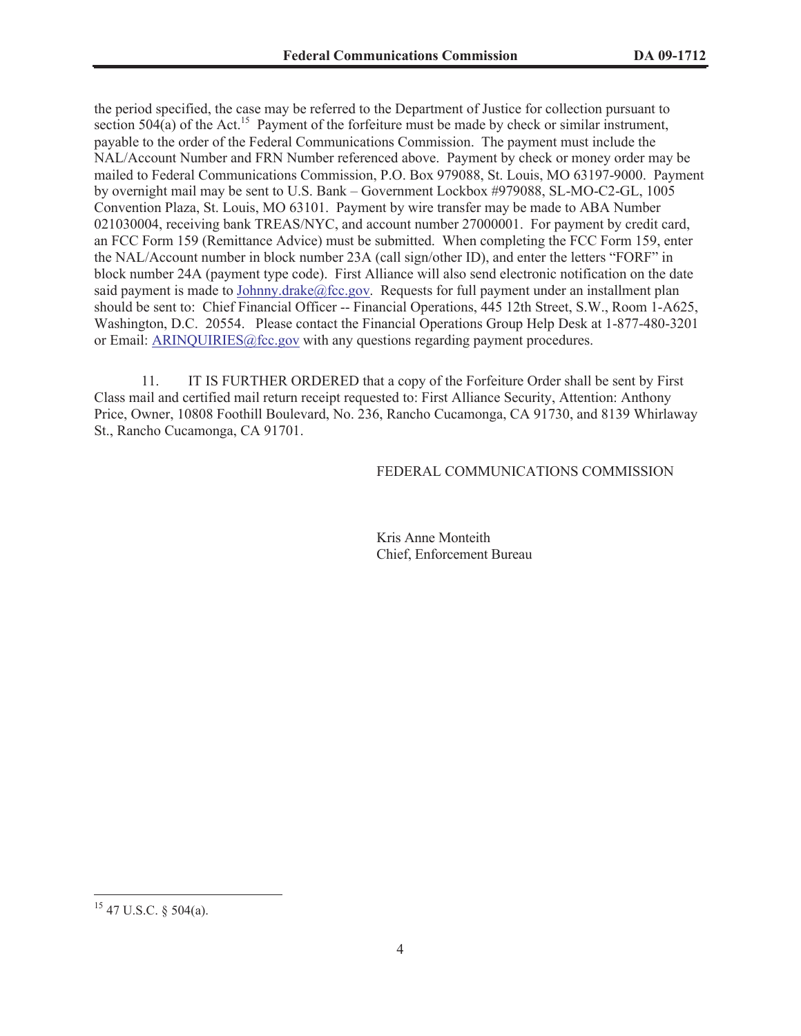the period specified, the case may be referred to the Department of Justice for collection pursuant to section 504(a) of the Act.[15] Payment of the forfeiture must be made by check or similar instrument, payable to the order of the Federal Communications Commission. The payment must include the NAL/Account Number and FRN Number referenced above. Payment by check or money order may be mailed to Federal Communications Commission, P.O. Box 979088, St. Louis, MO 63197-9000. Payment by overnight mail may be sent to U.S. Bank – Government Lockbox #979088, SL-MO-C2-GL, 1005 Convention Plaza, St. Louis, MO 63101. Payment by wire transfer may be made to ABA Number 021030004, receiving bank TREAS/NYC, and account number 27000001. For payment by credit card, an FCC Form 159 (Remittance Advice) must be submitted. When completing the FCC Form 159, enter the NAL/Account number in block number 23A (call sign/other ID), and enter the letters "FORF" in block number 24A (payment type code). First Alliance will also send electronic notification on the date said payment is made to Johnny.drake@fcc.gov. Requests for full payment under an installment plan should be sent to: Chief Financial Officer -- Financial Operations, 445 12th Street, S.W., Room 1-A625, Washington, D.C. 20554. Please contact the Financial Operations Group Help Desk at 1-877-480-3201 or Email: ARINQUIRIES@fcc.gov with any questions regarding payment procedures.

11. IT IS FURTHER ORDERED that a copy of the Forfeiture Order shall be sent by First Class mail and certified mail return receipt requested to: First Alliance Security, Attention: Anthony Price, Owner, 10808 Foothill Boulevard, No. 236, Rancho Cucamonga, CA 91730, and 8139 Whirlaway St., Rancho Cucamonga, CA 91701.

FEDERAL COMMUNICATIONS COMMISSION

Kris Anne Monteith
Chief, Enforcement Bureau

---

[15] 47 U.S.C. § 504(a).